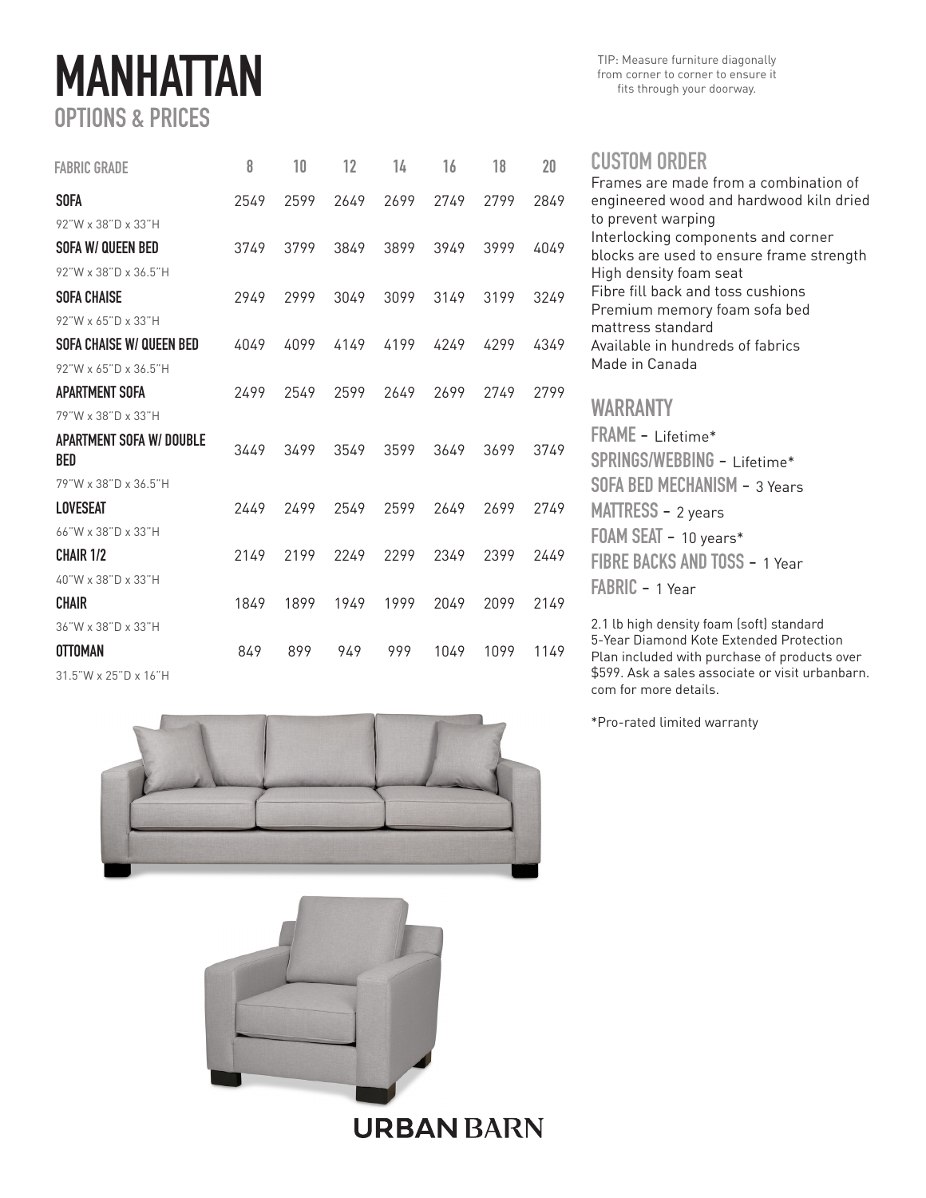# MANHATTAN

## OPTIONS & PRICES

TIP: Measure furniture diagonally from corner to corner to ensure it fits through your doorway.

| FABRIC GRADE | 8 | 10 | 12 | 14 | 16 | 18 | 20 |
|---|---|---|---|---|---|---|---|
| **SOFA**<br>92"W x 38"D x 33"H | 2549 | 2599 | 2649 | 2699 | 2749 | 2799 | 2849 |
| **SOFA W/ QUEEN BED**<br>92"W x 38"D x 36.5"H | 3749 | 3799 | 3849 | 3899 | 3949 | 3999 | 4049 |
| **SOFA CHAISE**<br>92"W x 65"D x 33"H | 2949 | 2999 | 3049 | 3099 | 3149 | 3199 | 3249 |
| **SOFA CHAISE W/ QUEEN BED**<br>92"W x 65"D x 36.5"H | 4049 | 4099 | 4149 | 4199 | 4249 | 4299 | 4349 |
| **APARTMENT SOFA**<br>79"W x 38"D x 33"H | 2499 | 2549 | 2599 | 2649 | 2699 | 2749 | 2799 |
| **APARTMENT SOFA W/ DOUBLE BED**<br>79"W x 38"D x 36.5"H | 3449 | 3499 | 3549 | 3599 | 3649 | 3699 | 3749 |
| **LOVESEAT**<br>66"W x 38"D x 33"H | 2449 | 2499 | 2549 | 2599 | 2649 | 2699 | 2749 |
| **CHAIR 1/2**<br>40"W x 38"D x 33"H | 2149 | 2199 | 2249 | 2299 | 2349 | 2399 | 2449 |
| **CHAIR**<br>36"W x 38"D x 33"H | 1849 | 1899 | 1949 | 1999 | 2049 | 2099 | 2149 |
| **OTTOMAN**<br>31.5"W x 25"D x 16"H | 849 | 899 | 949 | 999 | 1049 | 1099 | 1149 |

## CUSTOM ORDER

Frames are made from a combination of engineered wood and hardwood kiln dried to prevent warping
Interlocking components and corner blocks are used to ensure frame strength
High density foam seat
Fibre fill back and toss cushions
Premium memory foam sofa bed mattress standard
Available in hundreds of fabrics
Made in Canada

## WARRANTY

**FRAME** - Lifetime*
**SPRINGS/WEBBING** - Lifetime*
**SOFA BED MECHANISM** - 3 Years
**MATTRESS** - 2 years
**FOAM SEAT** - 10 years*
**FIBRE BACKS AND TOSS** - 1 Year
**FABRIC** - 1 Year

2.1 lb high density foam (soft) standard
5-Year Diamond Kote Extended Protection Plan included with purchase of products over $599. Ask a sales associate or visit urbanbarn.com for more details.

*Pro-rated limited warranty

URBAN BARN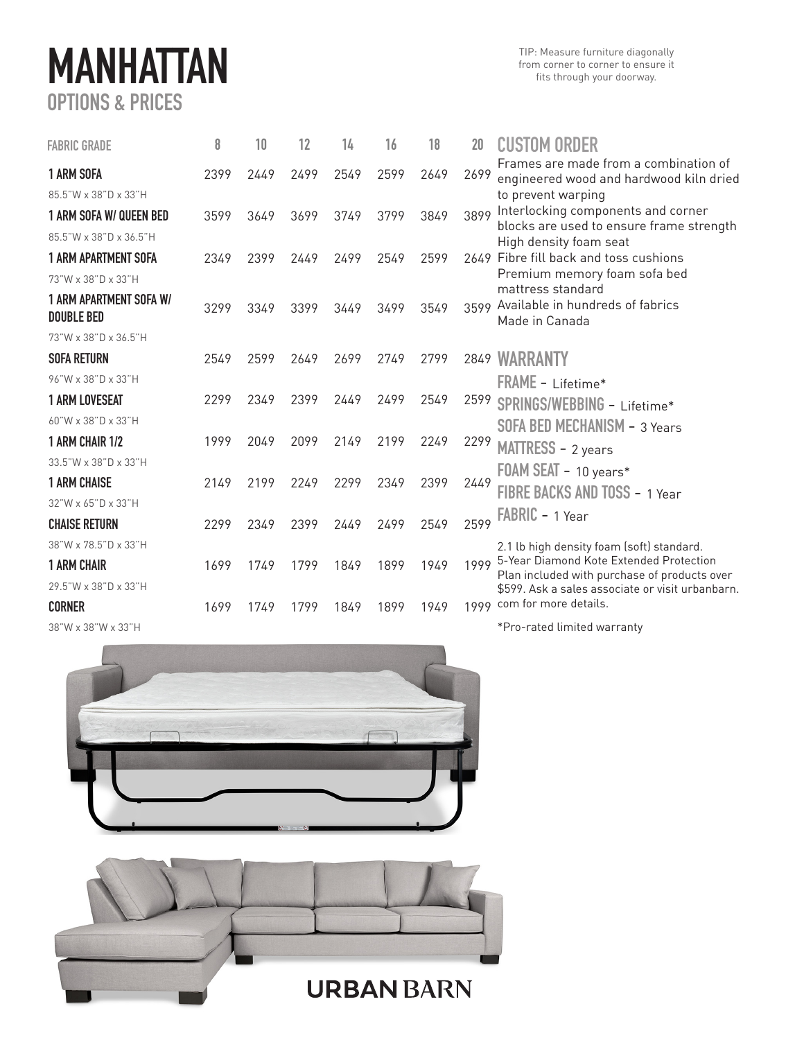# MANHATTAN

## OPTIONS & PRICES

TIP: Measure furniture diagonally from corner to corner to ensure it fits through your doorway.

| FABRIC GRADE | 8 | 10 | 12 | 14 | 16 | 18 | 20 |
|---|---|---|---|---|---|---|---|
| **1 ARM SOFA**<br>85.5"W x 38"D x 33"H | 2399 | 2449 | 2499 | 2549 | 2599 | 2649 | 2699 |
| **1 ARM SOFA W/ QUEEN BED**<br>85.5"W x 38"D x 36.5"H | 3599 | 3649 | 3699 | 3749 | 3799 | 3849 | 3899 |
| **1 ARM APARTMENT SOFA**<br>73"W x 38"D x 33"H | 2349 | 2399 | 2449 | 2499 | 2549 | 2599 | 2649 |
| **1 ARM APARTMENT SOFA W/ DOUBLE BED**<br>73"W x 38"D x 36.5"H | 3299 | 3349 | 3399 | 3449 | 3499 | 3549 | 3599 |
| **SOFA RETURN**<br>96"W x 38"D x 33"H | 2549 | 2599 | 2649 | 2699 | 2749 | 2799 | 2849 |
| **1 ARM LOVESEAT**<br>60"W x 38"D x 33"H | 2299 | 2349 | 2399 | 2449 | 2499 | 2549 | 2599 |
| **1 ARM CHAIR 1/2**<br>33.5"W x 38"D x 33"H | 1999 | 2049 | 2099 | 2149 | 2199 | 2249 | 2299 |
| **1 ARM CHAISE**<br>32"W x 65"D x 33"H | 2149 | 2199 | 2249 | 2299 | 2349 | 2399 | 2449 |
| **CHAISE RETURN**<br>38"W x 78.5"D x 33"H | 2299 | 2349 | 2399 | 2449 | 2499 | 2549 | 2599 |
| **1 ARM CHAIR**<br>29.5"W x 38"D x 33"H | 1699 | 1749 | 1799 | 1849 | 1899 | 1949 | 1999 |
| **CORNER**<br>38"W x 38"W x 33"H | 1699 | 1749 | 1799 | 1849 | 1899 | 1949 | 1999 |

## CUSTOM ORDER

Frames are made from a combination of engineered wood and hardwood kiln dried to prevent warping
Interlocking components and corner blocks are used to ensure frame strength
High density foam seat
Fibre fill back and toss cushions
Premium memory foam sofa bed mattress standard
Available in hundreds of fabrics
Made in Canada

## WARRANTY

**FRAME** - Lifetime*
**SPRINGS/WEBBING** - Lifetime*
**SOFA BED MECHANISM** - 3 Years
**MATTRESS** - 2 years
**FOAM SEAT** - 10 years*
**FIBRE BACKS AND TOSS** - 1 Year
**FABRIC** - 1 Year

2.1 lb high density foam (soft) standard.
5-Year Diamond Kote Extended Protection Plan included with purchase of products over $599. Ask a sales associate or visit urbanbarn.com for more details.

*Pro-rated limited warranty

URBAN BARN